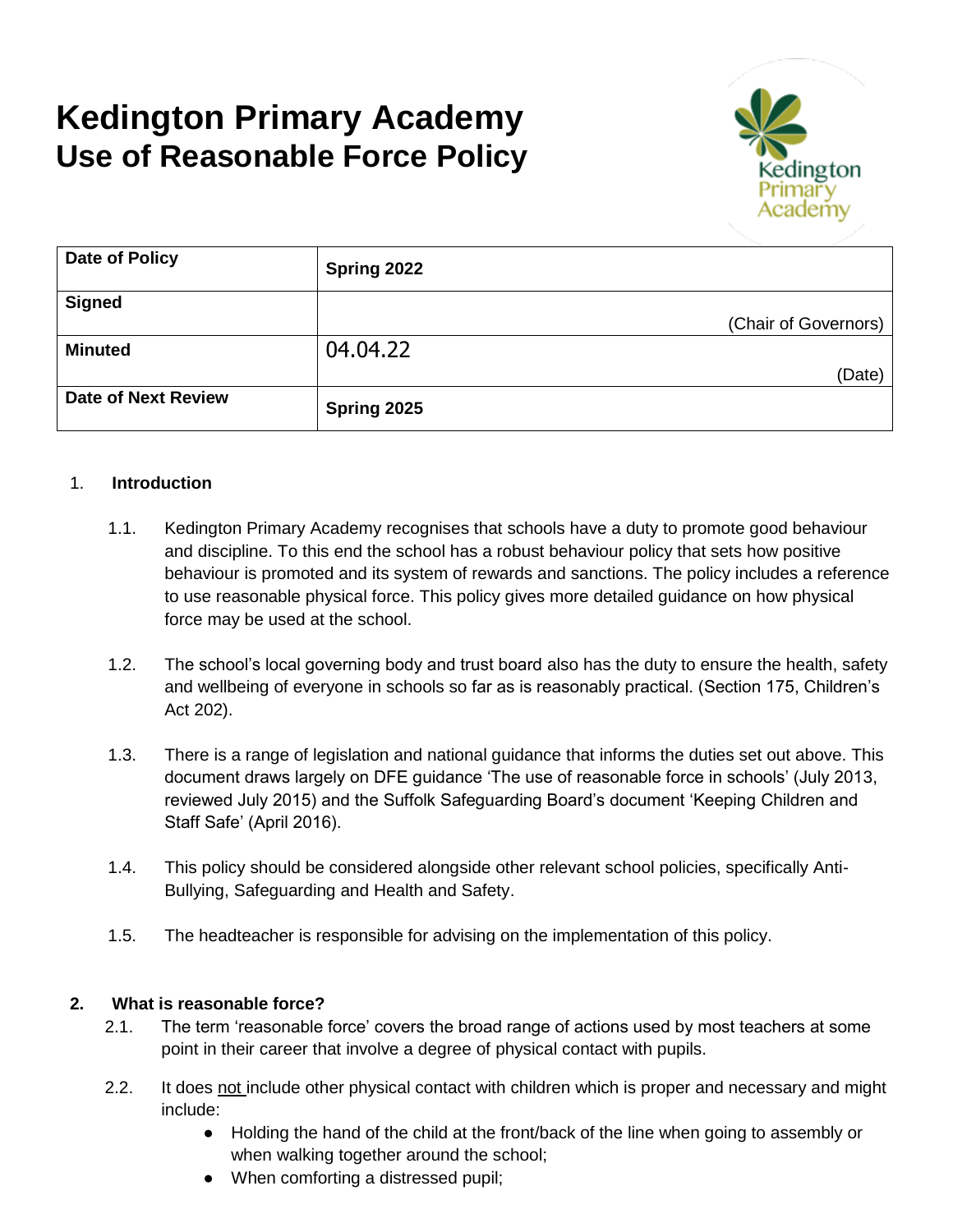# Kedington Primary Academy
## Use of Reasonable Force Policy

| Date of Policy | Spring 2022 |
|---|---|
| Signed | (Chair of Governors) |
| Minuted | 04.04.22 (Date) |
| Date of Next Review | Spring 2025 |

1. **Introduction**

   1.1. Kedington Primary Academy recognises that schools have a duty to promote good behaviour and discipline. To this end the school has a robust behaviour policy that sets how positive behaviour is promoted and its system of rewards and sanctions. The policy includes a reference to use reasonable physical force. This policy gives more detailed guidance on how physical force may be used at the school.

   1.2. The school's local governing body and trust board also has the duty to ensure the health, safety and wellbeing of everyone in schools so far as is reasonably practical. (Section 175, Children's Act 202).

   1.3. There is a range of legislation and national guidance that informs the duties set out above. This document draws largely on DFE guidance 'The use of reasonable force in schools' (July 2013, reviewed July 2015) and the Suffolk Safeguarding Board's document 'Keeping Children and Staff Safe' (April 2016).

   1.4. This policy should be considered alongside other relevant school policies, specifically Anti-Bullying, Safeguarding and Health and Safety.

   1.5. The headteacher is responsible for advising on the implementation of this policy.

2. **What is reasonable force?**

   2.1. The term 'reasonable force' covers the broad range of actions used by most teachers at some point in their career that involve a degree of physical contact with pupils.

   2.2. It does not include other physical contact with children which is proper and necessary and might include:
   - Holding the hand of the child at the front/back of the line when going to assembly or when walking together around the school;
   - When comforting a distressed pupil;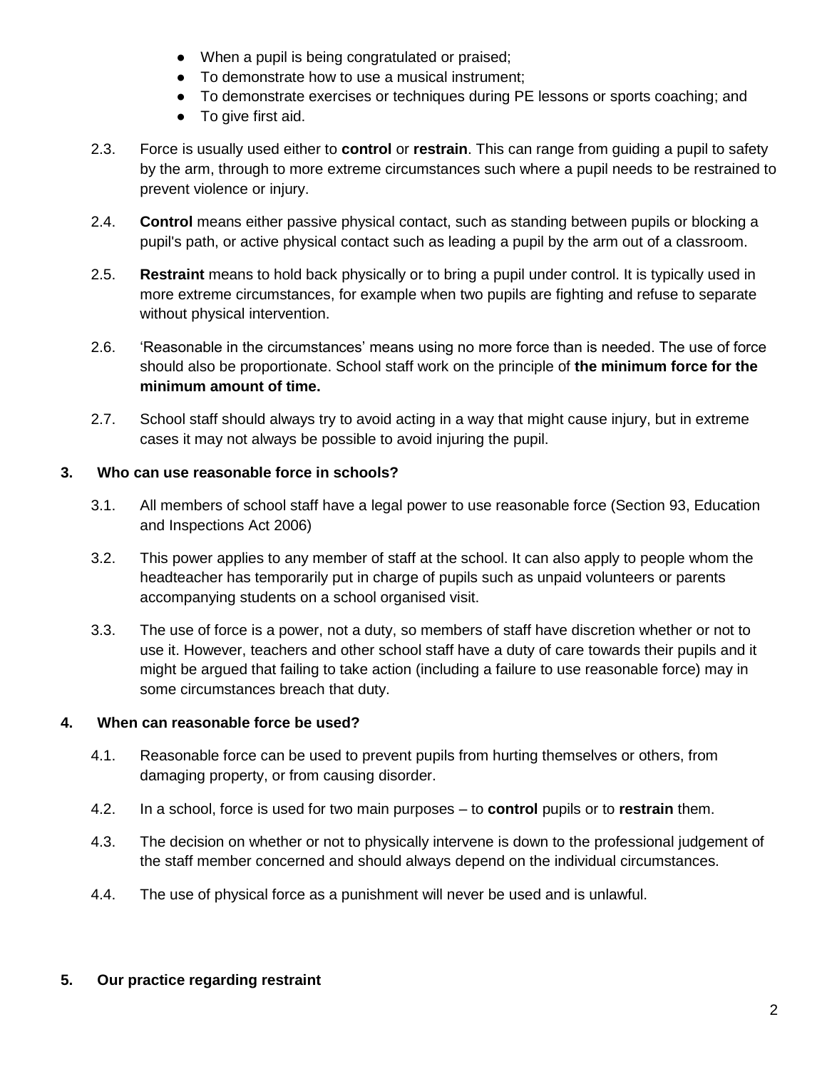- When a pupil is being congratulated or praised;
- To demonstrate how to use a musical instrument;
- To demonstrate exercises or techniques during PE lessons or sports coaching; and
- To give first aid.

2.3. Force is usually used either to **control** or **restrain**. This can range from guiding a pupil to safety by the arm, through to more extreme circumstances such where a pupil needs to be restrained to prevent violence or injury.

2.4. **Control** means either passive physical contact, such as standing between pupils or blocking a pupil's path, or active physical contact such as leading a pupil by the arm out of a classroom.

2.5. **Restraint** means to hold back physically or to bring a pupil under control. It is typically used in more extreme circumstances, for example when two pupils are fighting and refuse to separate without physical intervention.

2.6. 'Reasonable in the circumstances' means using no more force than is needed. The use of force should also be proportionate. School staff work on the principle of **the minimum force for the minimum amount of time.**

2.7. School staff should always try to avoid acting in a way that might cause injury, but in extreme cases it may not always be possible to avoid injuring the pupil.

## 3. Who can use reasonable force in schools?

3.1. All members of school staff have a legal power to use reasonable force (Section 93, Education and Inspections Act 2006)

3.2. This power applies to any member of staff at the school. It can also apply to people whom the headteacher has temporarily put in charge of pupils such as unpaid volunteers or parents accompanying students on a school organised visit.

3.3. The use of force is a power, not a duty, so members of staff have discretion whether or not to use it. However, teachers and other school staff have a duty of care towards their pupils and it might be argued that failing to take action (including a failure to use reasonable force) may in some circumstances breach that duty.

## 4. When can reasonable force be used?

4.1. Reasonable force can be used to prevent pupils from hurting themselves or others, from damaging property, or from causing disorder.

4.2. In a school, force is used for two main purposes – to **control** pupils or to **restrain** them.

4.3. The decision on whether or not to physically intervene is down to the professional judgement of the staff member concerned and should always depend on the individual circumstances.

4.4. The use of physical force as a punishment will never be used and is unlawful.

## 5. Our practice regarding restraint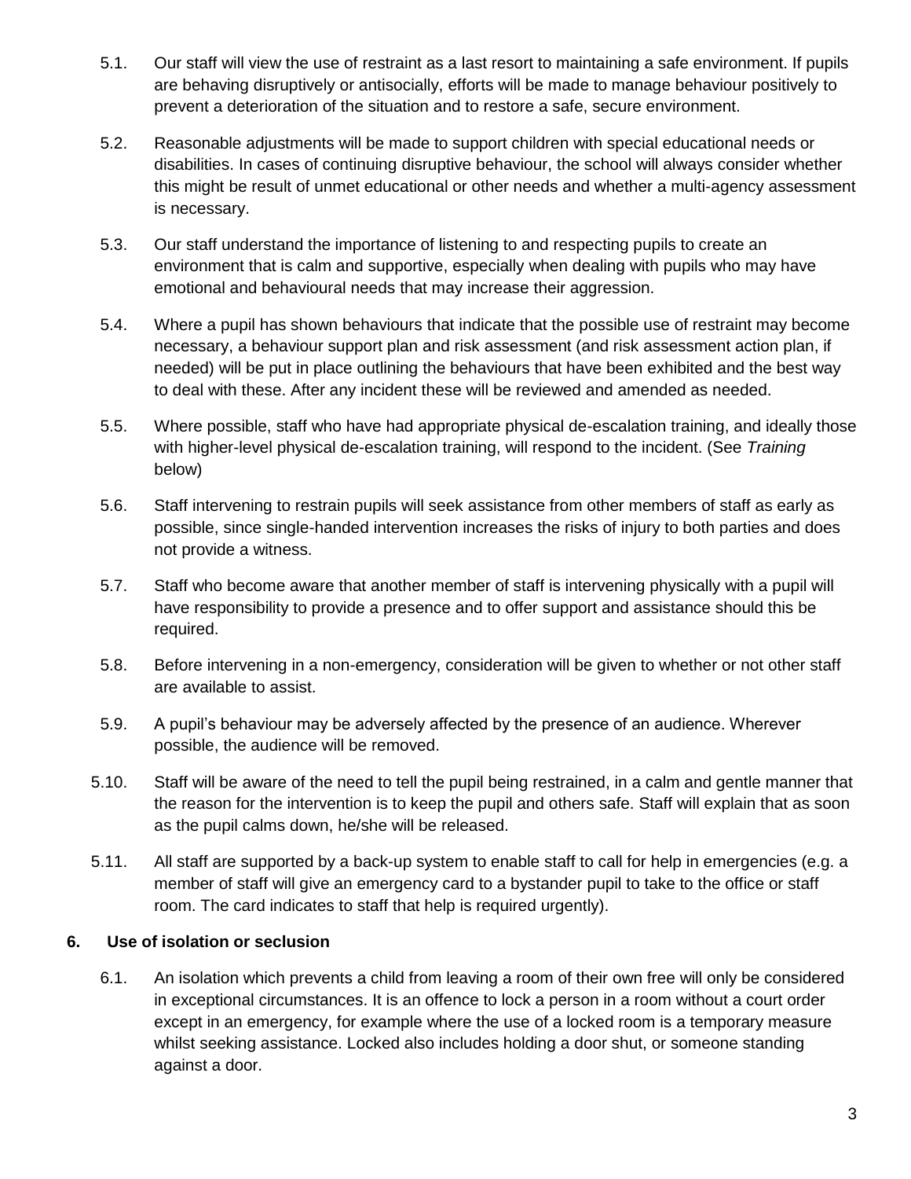5.1. Our staff will view the use of restraint as a last resort to maintaining a safe environment. If pupils are behaving disruptively or antisocially, efforts will be made to manage behaviour positively to prevent a deterioration of the situation and to restore a safe, secure environment.

5.2. Reasonable adjustments will be made to support children with special educational needs or disabilities. In cases of continuing disruptive behaviour, the school will always consider whether this might be result of unmet educational or other needs and whether a multi-agency assessment is necessary.

5.3. Our staff understand the importance of listening to and respecting pupils to create an environment that is calm and supportive, especially when dealing with pupils who may have emotional and behavioural needs that may increase their aggression.

5.4. Where a pupil has shown behaviours that indicate that the possible use of restraint may become necessary, a behaviour support plan and risk assessment (and risk assessment action plan, if needed) will be put in place outlining the behaviours that have been exhibited and the best way to deal with these. After any incident these will be reviewed and amended as needed.

5.5. Where possible, staff who have had appropriate physical de-escalation training, and ideally those with higher-level physical de-escalation training, will respond to the incident. (See *Training* below)

5.6. Staff intervening to restrain pupils will seek assistance from other members of staff as early as possible, since single-handed intervention increases the risks of injury to both parties and does not provide a witness.

5.7. Staff who become aware that another member of staff is intervening physically with a pupil will have responsibility to provide a presence and to offer support and assistance should this be required.

5.8. Before intervening in a non-emergency, consideration will be given to whether or not other staff are available to assist.

5.9. A pupil's behaviour may be adversely affected by the presence of an audience. Wherever possible, the audience will be removed.

5.10. Staff will be aware of the need to tell the pupil being restrained, in a calm and gentle manner that the reason for the intervention is to keep the pupil and others safe. Staff will explain that as soon as the pupil calms down, he/she will be released.

5.11. All staff are supported by a back-up system to enable staff to call for help in emergencies (e.g. a member of staff will give an emergency card to a bystander pupil to take to the office or staff room. The card indicates to staff that help is required urgently).

## 6. Use of isolation or seclusion

6.1. An isolation which prevents a child from leaving a room of their own free will only be considered in exceptional circumstances. It is an offence to lock a person in a room without a court order except in an emergency, for example where the use of a locked room is a temporary measure whilst seeking assistance. Locked also includes holding a door shut, or someone standing against a door.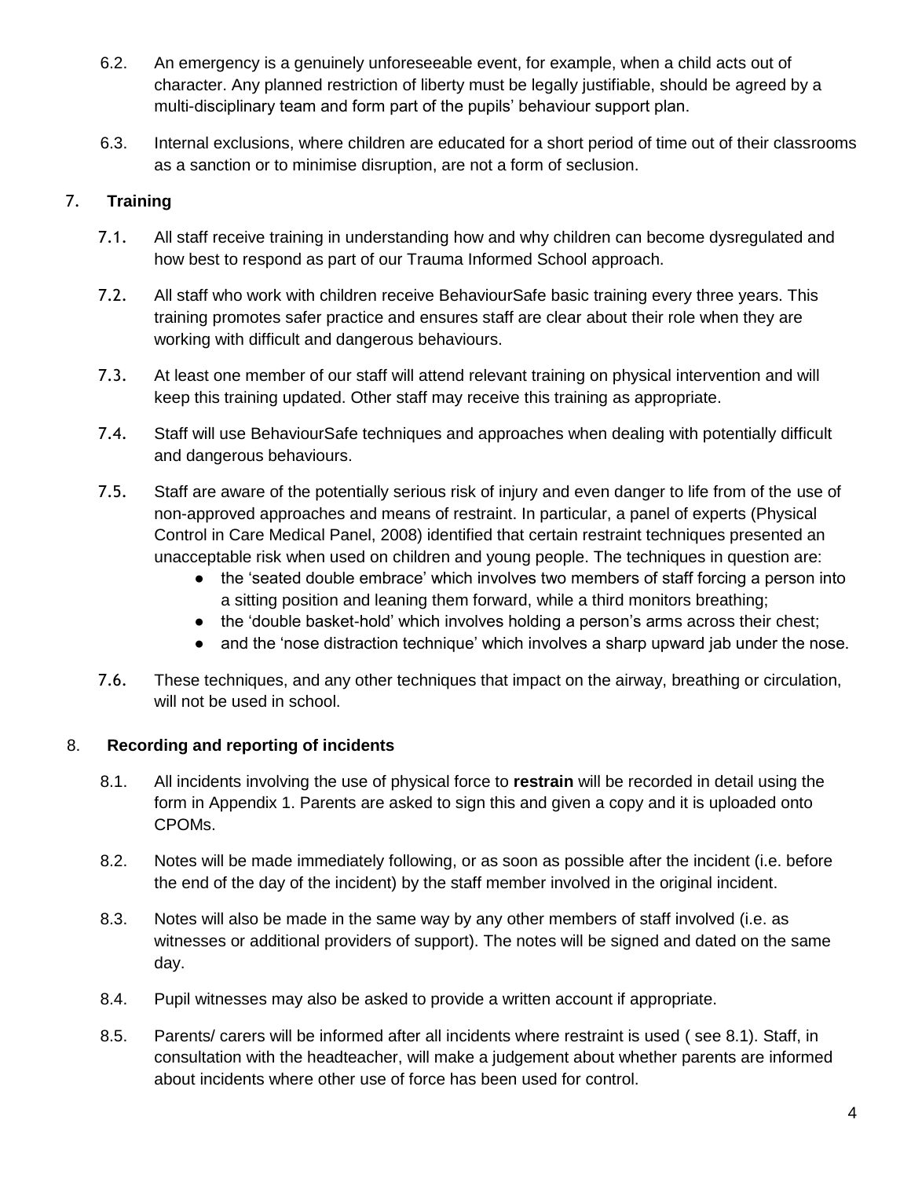6.2. An emergency is a genuinely unforeseeable event, for example, when a child acts out of character. Any planned restriction of liberty must be legally justifiable, should be agreed by a multi-disciplinary team and form part of the pupils' behaviour support plan.

6.3. Internal exclusions, where children are educated for a short period of time out of their classrooms as a sanction or to minimise disruption, are not a form of seclusion.

## 7. Training

7.1. All staff receive training in understanding how and why children can become dysregulated and how best to respond as part of our Trauma Informed School approach.

7.2. All staff who work with children receive BehaviourSafe basic training every three years. This training promotes safer practice and ensures staff are clear about their role when they are working with difficult and dangerous behaviours.

7.3. At least one member of our staff will attend relevant training on physical intervention and will keep this training updated. Other staff may receive this training as appropriate.

7.4. Staff will use BehaviourSafe techniques and approaches when dealing with potentially difficult and dangerous behaviours.

7.5. Staff are aware of the potentially serious risk of injury and even danger to life from of the use of non-approved approaches and means of restraint. In particular, a panel of experts (Physical Control in Care Medical Panel, 2008) identified that certain restraint techniques presented an unacceptable risk when used on children and young people. The techniques in question are:

- the 'seated double embrace' which involves two members of staff forcing a person into a sitting position and leaning them forward, while a third monitors breathing;
- the 'double basket-hold' which involves holding a person's arms across their chest;
- and the 'nose distraction technique' which involves a sharp upward jab under the nose.

7.6. These techniques, and any other techniques that impact on the airway, breathing or circulation, will not be used in school.

## 8. Recording and reporting of incidents

8.1. All incidents involving the use of physical force to **restrain** will be recorded in detail using the form in Appendix 1. Parents are asked to sign this and given a copy and it is uploaded onto CPOMs.

8.2. Notes will be made immediately following, or as soon as possible after the incident (i.e. before the end of the day of the incident) by the staff member involved in the original incident.

8.3. Notes will also be made in the same way by any other members of staff involved (i.e. as witnesses or additional providers of support). The notes will be signed and dated on the same day.

8.4. Pupil witnesses may also be asked to provide a written account if appropriate.

8.5. Parents/ carers will be informed after all incidents where restraint is used ( see 8.1). Staff, in consultation with the headteacher, will make a judgement about whether parents are informed about incidents where other use of force has been used for control.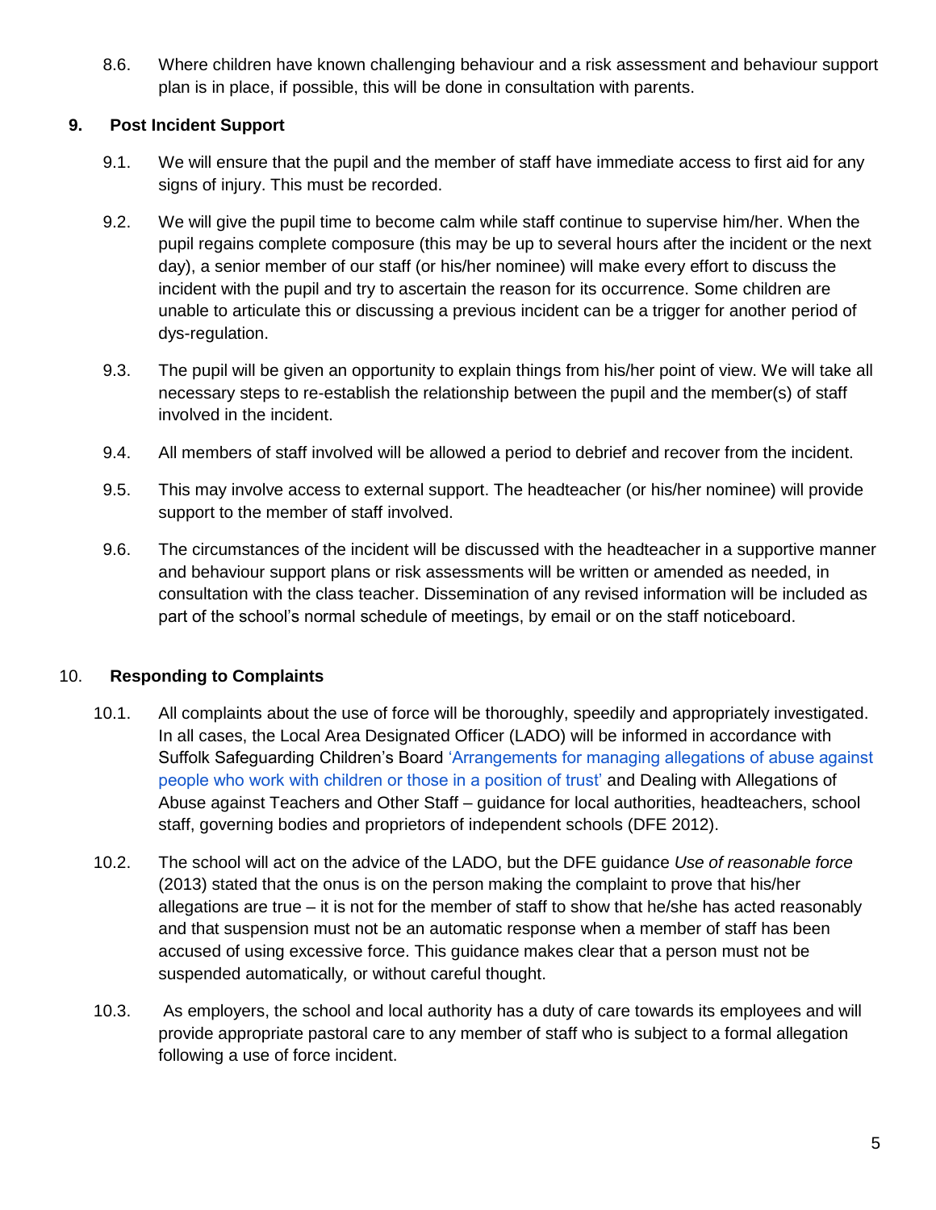8.6. Where children have known challenging behaviour and a risk assessment and behaviour support plan is in place, if possible, this will be done in consultation with parents.

## 9. Post Incident Support

9.1. We will ensure that the pupil and the member of staff have immediate access to first aid for any signs of injury. This must be recorded.

9.2. We will give the pupil time to become calm while staff continue to supervise him/her. When the pupil regains complete composure (this may be up to several hours after the incident or the next day), a senior member of our staff (or his/her nominee) will make every effort to discuss the incident with the pupil and try to ascertain the reason for its occurrence. Some children are unable to articulate this or discussing a previous incident can be a trigger for another period of dys-regulation.

9.3. The pupil will be given an opportunity to explain things from his/her point of view. We will take all necessary steps to re-establish the relationship between the pupil and the member(s) of staff involved in the incident.

9.4. All members of staff involved will be allowed a period to debrief and recover from the incident.

9.5. This may involve access to external support. The headteacher (or his/her nominee) will provide support to the member of staff involved.

9.6. The circumstances of the incident will be discussed with the headteacher in a supportive manner and behaviour support plans or risk assessments will be written or amended as needed, in consultation with the class teacher. Dissemination of any revised information will be included as part of the school's normal schedule of meetings, by email or on the staff noticeboard.

## 10. Responding to Complaints

10.1. All complaints about the use of force will be thoroughly, speedily and appropriately investigated. In all cases, the Local Area Designated Officer (LADO) will be informed in accordance with Suffolk Safeguarding Children's Board 'Arrangements for managing allegations of abuse against people who work with children or those in a position of trust' and Dealing with Allegations of Abuse against Teachers and Other Staff – guidance for local authorities, headteachers, school staff, governing bodies and proprietors of independent schools (DFE 2012).

10.2. The school will act on the advice of the LADO, but the DFE guidance *Use of reasonable force* (2013) stated that the onus is on the person making the complaint to prove that his/her allegations are true – it is not for the member of staff to show that he/she has acted reasonably and that suspension must not be an automatic response when a member of staff has been accused of using excessive force. This guidance makes clear that a person must not be suspended automatically, or without careful thought.

10.3. As employers, the school and local authority has a duty of care towards its employees and will provide appropriate pastoral care to any member of staff who is subject to a formal allegation following a use of force incident.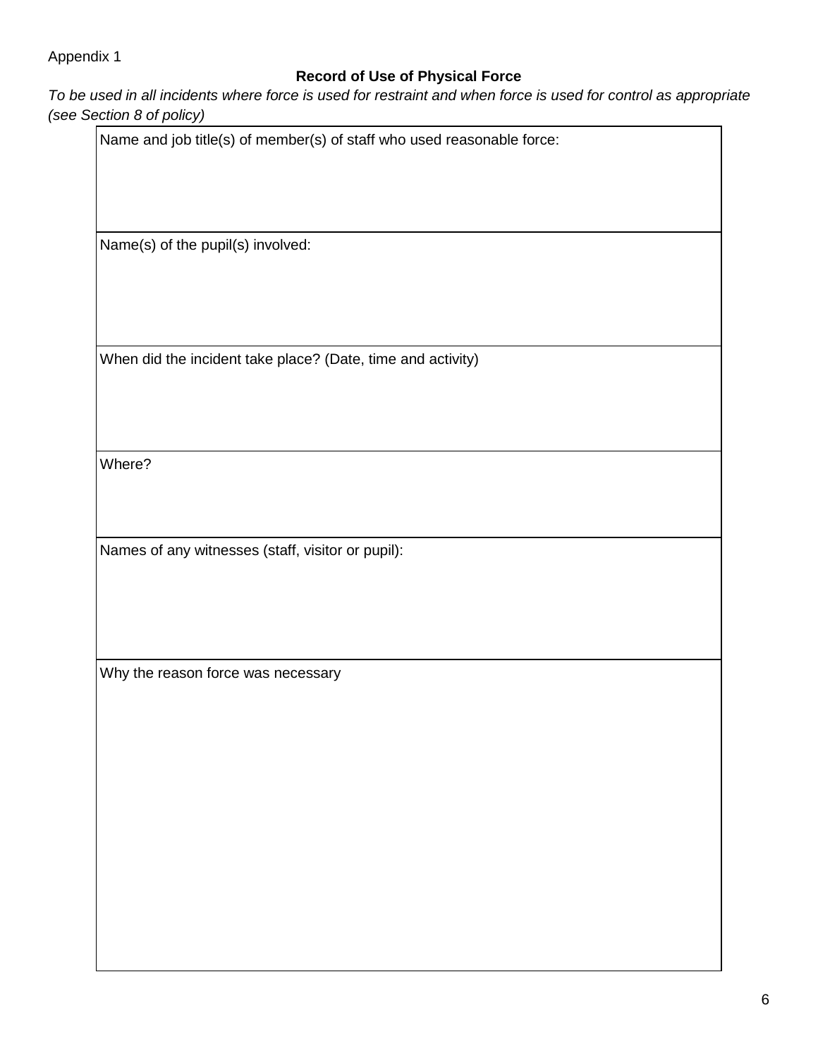Appendix 1

**Record of Use of Physical Force**

*To be used in all incidents where force is used for restraint and when force is used for control as appropriate (see Section 8 of policy)*

| Name and job title(s) of member(s) of staff who used reasonable force: |
|---|
| Name(s) of the pupil(s) involved: |
| When did the incident take place? (Date, time and activity) |
| Where? |
| Names of any witnesses (staff, visitor or pupil): |
| Why the reason force was necessary |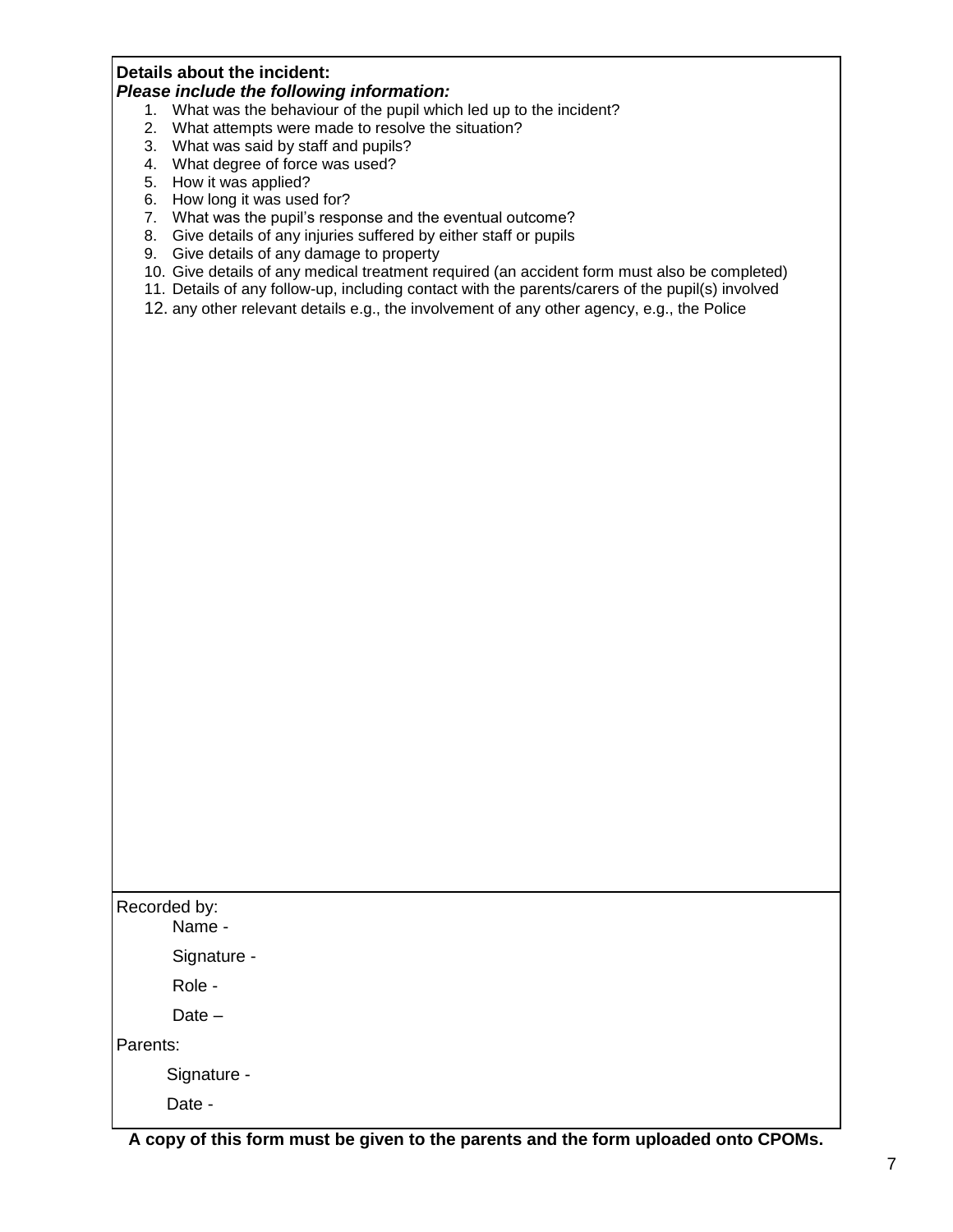**Details about the incident:**
***Please include the following information:***

1. What was the behaviour of the pupil which led up to the incident?
2. What attempts were made to resolve the situation?
3. What was said by staff and pupils?
4. What degree of force was used?
5. How it was applied?
6. How long it was used for?
7. What was the pupil's response and the eventual outcome?
8. Give details of any injuries suffered by either staff or pupils
9. Give details of any damage to property
10. Give details of any medical treatment required (an accident form must also be completed)
11. Details of any follow-up, including contact with the parents/carers of the pupil(s) involved
12. any other relevant details e.g., the involvement of any other agency, e.g., the Police

Recorded by:

Name -

Signature -

Role -

Date –

Parents:

Signature -

Date -

**A copy of this form must be given to the parents and the form uploaded onto CPOMs.**